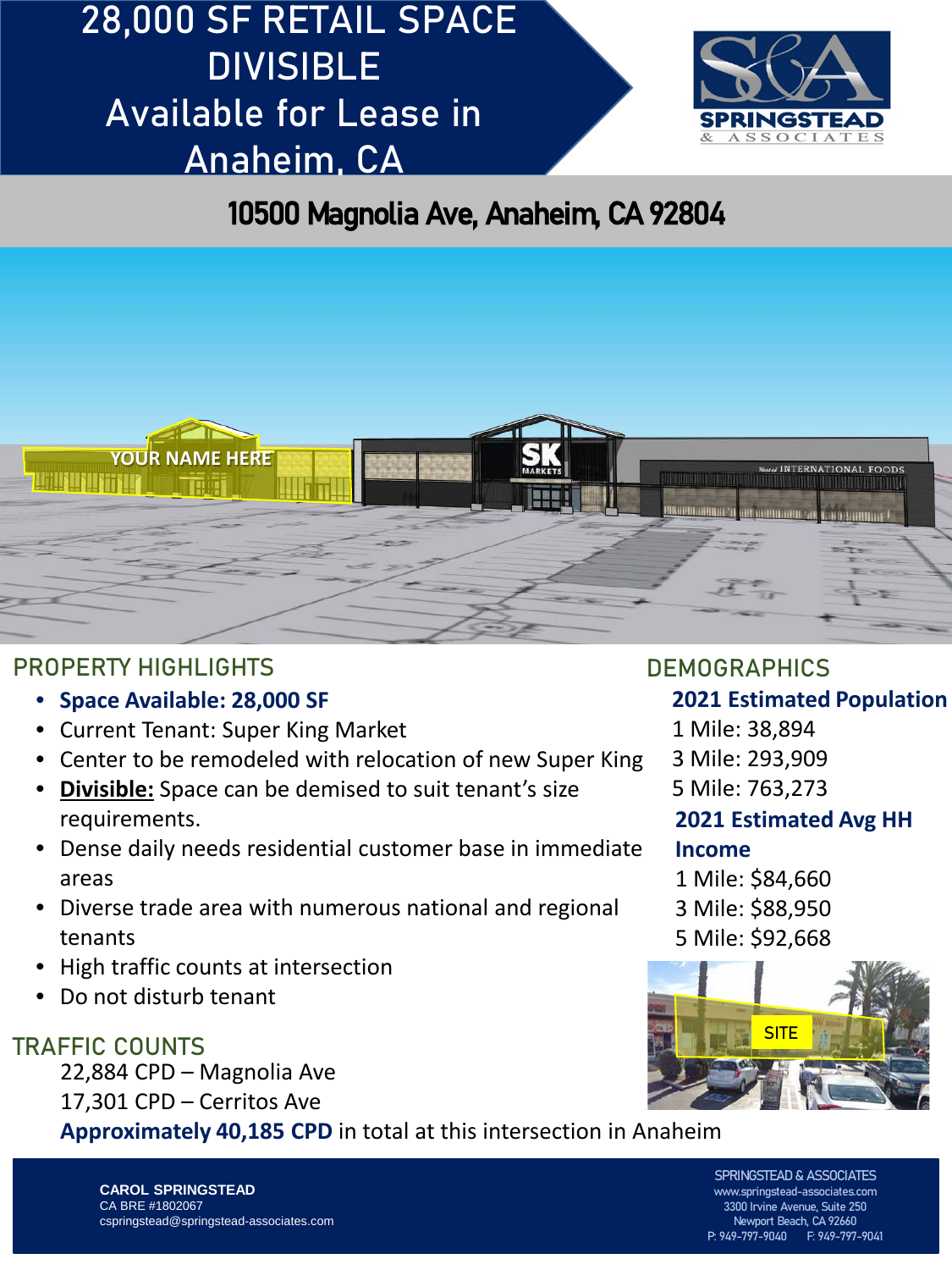# 28,000 SF RETAIL SPACE DIVISIBLE
# Available for Lease in Anaheim, CA

SPRINGSTEAD & ASSOCIATES

## 10500 Magnolia Ave, Anaheim, CA 92804

## PROPERTY HIGHLIGHTS

- **Space Available: 28,000 SF**
- Current Tenant: Super King Market
- Center to be remodeled with relocation of new Super King
- **Divisible:** Space can be demised to suit tenant's size requirements.
- Dense daily needs residential customer base in immediate areas
- Diverse trade area with numerous national and regional tenants
- High traffic counts at intersection
- Do not disturb tenant

## DEMOGRAPHICS

**2021 Estimated Population**

1 Mile: 38,894
3 Mile: 293,909
5 Mile: 763,273

**2021 Estimated Avg HH Income**

1 Mile: $84,660
3 Mile: $88,950
5 Mile: $92,668

## TRAFFIC COUNTS

22,884 CPD – Magnolia Ave
17,301 CPD – Cerritos Ave
**Approximately 40,185 CPD** in total at this intersection in Anaheim

**CAROL SPRINGSTEAD**
CA BRE #1802067
cspringstead@springstead-associates.com

SPRINGSTEAD & ASSOCIATES
www.springstead-associates.com
3300 Irvine Avenue, Suite 250
Newport Beach, CA 92660
P: 949-797-9040 F: 949-797-9041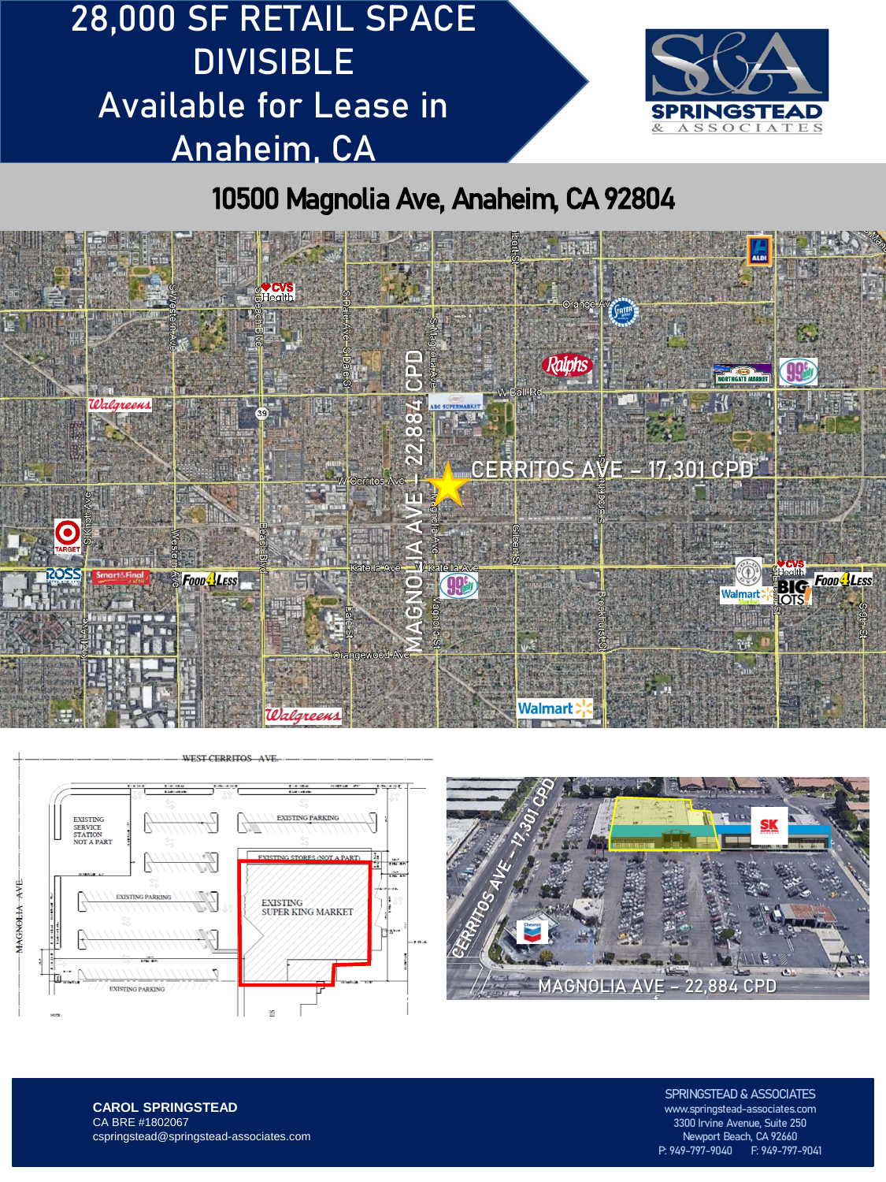# 28,000 SF RETAIL SPACE DIVISIBLE Available for Lease in Anaheim, CA

SPRINGSTEAD & ASSOCIATES

## 10500 Magnolia Ave, Anaheim, CA 92804

CERRITOS AVE – 17,301 CPD

MAGNOLIA AVE – 22,884 CPD

WEST CERRITOS AVE

MAGNOLIA AVE

EXISTING SERVICE STATION NOT A PART

EXISTING PARKING

EXISTING STORES (NOT A PART)

EXISTING SUPER KING MARKET

CERRITOS AVE – 17,301 CPD

MAGNOLIA AVE – 22,884 CPD

**CAROL SPRINGSTEAD**
CA BRE #1802067
cspringstead@springstead-associates.com

SPRINGSTEAD & ASSOCIATES
www.springstead-associates.com
3300 Irvine Avenue, Suite 250
Newport Beach, CA 92660
P: 949-797-9040 F: 949-797-9041